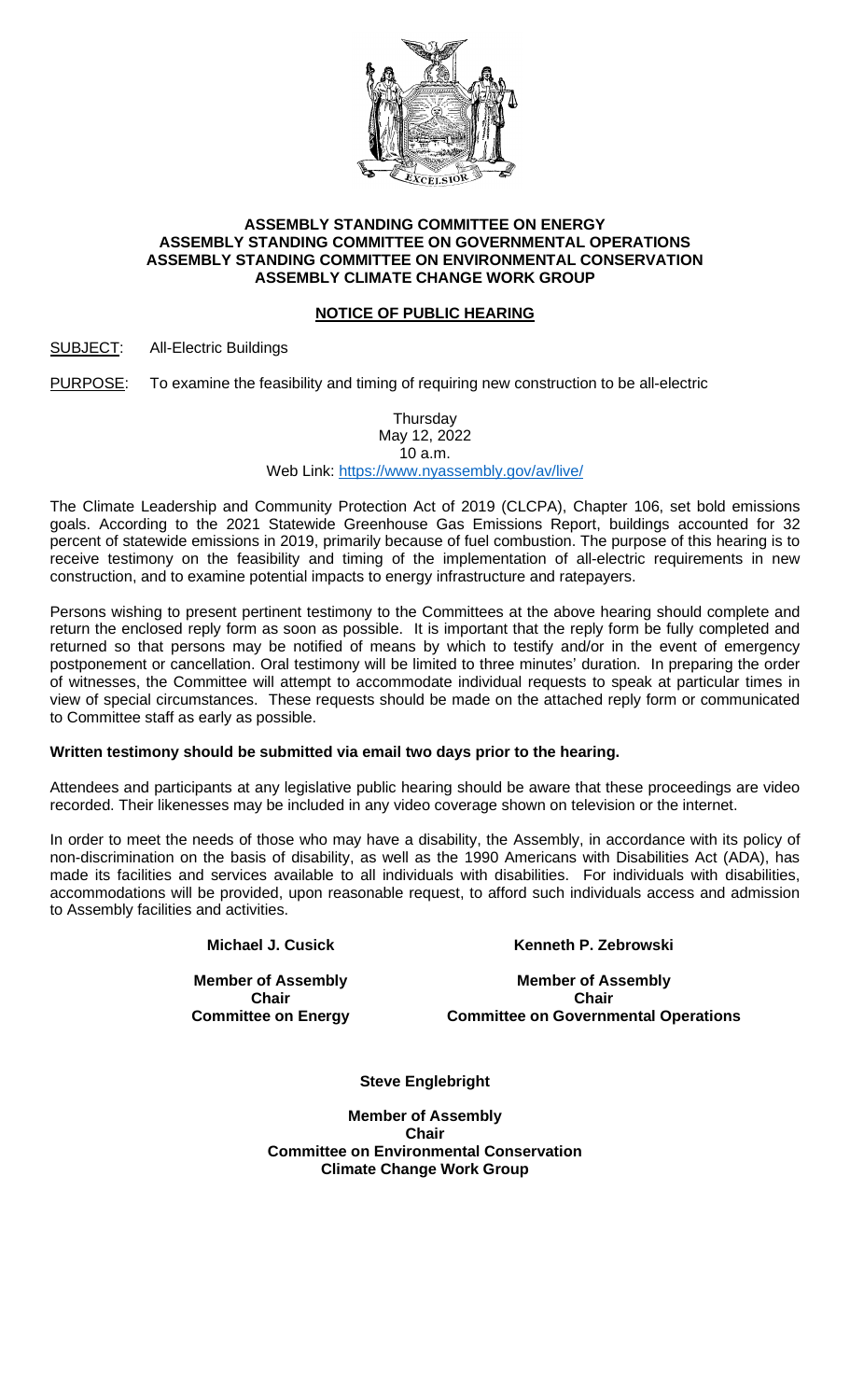**ASSEMBLY STANDING COMMITTEE ON ENERGY**
**ASSEMBLY STANDING COMMITTEE ON GOVERNMENTAL OPERATIONS**
**ASSEMBLY STANDING COMMITTEE ON ENVIRONMENTAL CONSERVATION**
**ASSEMBLY CLIMATE CHANGE WORK GROUP**

**NOTICE OF PUBLIC HEARING**

SUBJECT: All-Electric Buildings

PURPOSE: To examine the feasibility and timing of requiring new construction to be all-electric

Thursday
May 12, 2022
10 a.m.
Web Link: https://www.nyassembly.gov/av/live/

The Climate Leadership and Community Protection Act of 2019 (CLCPA), Chapter 106, set bold emissions goals. According to the 2021 Statewide Greenhouse Gas Emissions Report, buildings accounted for 32 percent of statewide emissions in 2019, primarily because of fuel combustion. The purpose of this hearing is to receive testimony on the feasibility and timing of the implementation of all-electric requirements in new construction, and to examine potential impacts to energy infrastructure and ratepayers.

Persons wishing to present pertinent testimony to the Committees at the above hearing should complete and return the enclosed reply form as soon as possible. It is important that the reply form be fully completed and returned so that persons may be notified of means by which to testify and/or in the event of emergency postponement or cancellation. Oral testimony will be limited to three minutes' duration. In preparing the order of witnesses, the Committee will attempt to accommodate individual requests to speak at particular times in view of special circumstances. These requests should be made on the attached reply form or communicated to Committee staff as early as possible.

**Written testimony should be submitted via email two days prior to the hearing.**

Attendees and participants at any legislative public hearing should be aware that these proceedings are video recorded. Their likenesses may be included in any video coverage shown on television or the internet.

In order to meet the needs of those who may have a disability, the Assembly, in accordance with its policy of non-discrimination on the basis of disability, as well as the 1990 Americans with Disabilities Act (ADA), has made its facilities and services available to all individuals with disabilities. For individuals with disabilities, accommodations will be provided, upon reasonable request, to afford such individuals access and admission to Assembly facilities and activities.

**Michael J. Cusick**
**Member of Assembly**
**Chair**
**Committee on Energy**

**Kenneth P. Zebrowski**
**Member of Assembly**
**Chair**
**Committee on Governmental Operations**

**Steve Englebright**
**Member of Assembly**
**Chair**
**Committee on Environmental Conservation**
**Climate Change Work Group**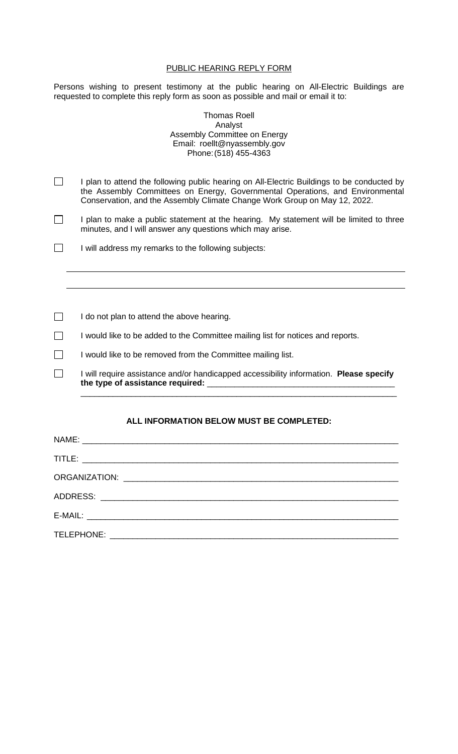PUBLIC HEARING REPLY FORM

Persons wishing to present testimony at the public hearing on All-Electric Buildings are requested to complete this reply form as soon as possible and mail or email it to:

Thomas Roell
Analyst
Assembly Committee on Energy
Email: roellt@nyassembly.gov
Phone: (518) 455-4363

☐ I plan to attend the following public hearing on All-Electric Buildings to be conducted by the Assembly Committees on Energy, Governmental Operations, and Environmental Conservation, and the Assembly Climate Change Work Group on May 12, 2022.

☐ I plan to make a public statement at the hearing. My statement will be limited to three minutes, and I will answer any questions which may arise.

☐ I will address my remarks to the following subjects:

\_\_\_\_\_\_\_\_\_\_\_\_\_\_\_\_\_\_\_\_\_\_\_\_\_\_\_\_\_\_\_\_\_\_\_\_\_\_\_\_\_\_\_\_\_\_\_\_\_\_\_\_\_\_\_\_\_\_\_\_\_\_\_\_\_\_\_\_

\_\_\_\_\_\_\_\_\_\_\_\_\_\_\_\_\_\_\_\_\_\_\_\_\_\_\_\_\_\_\_\_\_\_\_\_\_\_\_\_\_\_\_\_\_\_\_\_\_\_\_\_\_\_\_\_\_\_\_\_\_\_\_\_\_\_\_\_

☐ I do not plan to attend the above hearing.

☐ I would like to be added to the Committee mailing list for notices and reports.

☐ I would like to be removed from the Committee mailing list.

☐ I will require assistance and/or handicapped accessibility information. **Please specify the type of assistance required:** \_\_\_\_\_\_\_\_\_\_\_\_\_\_\_\_\_\_\_\_\_\_\_\_\_\_\_\_\_\_\_\_\_\_\_\_\_\_\_\_
\_\_\_\_\_\_\_\_\_\_\_\_\_\_\_\_\_\_\_\_\_\_\_\_\_\_\_\_\_\_\_\_\_\_\_\_\_\_\_\_\_\_\_\_\_\_\_\_\_\_\_\_\_\_\_\_\_\_\_\_\_\_\_\_\_\_\_\_

**ALL INFORMATION BELOW MUST BE COMPLETED:**

NAME: \_\_\_\_\_\_\_\_\_\_\_\_\_\_\_\_\_\_\_\_\_\_\_\_\_\_\_\_\_\_\_\_\_\_\_\_\_\_\_\_\_\_\_\_\_\_\_\_\_\_\_\_\_\_\_\_\_\_\_\_\_\_\_\_

TITLE: \_\_\_\_\_\_\_\_\_\_\_\_\_\_\_\_\_\_\_\_\_\_\_\_\_\_\_\_\_\_\_\_\_\_\_\_\_\_\_\_\_\_\_\_\_\_\_\_\_\_\_\_\_\_\_\_\_\_\_\_\_\_\_\_

ORGANIZATION: \_\_\_\_\_\_\_\_\_\_\_\_\_\_\_\_\_\_\_\_\_\_\_\_\_\_\_\_\_\_\_\_\_\_\_\_\_\_\_\_\_\_\_\_\_\_\_\_\_\_\_\_\_\_\_\_

ADDRESS: \_\_\_\_\_\_\_\_\_\_\_\_\_\_\_\_\_\_\_\_\_\_\_\_\_\_\_\_\_\_\_\_\_\_\_\_\_\_\_\_\_\_\_\_\_\_\_\_\_\_\_\_\_\_\_\_\_\_\_\_\_

E-MAIL: \_\_\_\_\_\_\_\_\_\_\_\_\_\_\_\_\_\_\_\_\_\_\_\_\_\_\_\_\_\_\_\_\_\_\_\_\_\_\_\_\_\_\_\_\_\_\_\_\_\_\_\_\_\_\_\_\_\_\_\_\_\_

TELEPHONE: \_\_\_\_\_\_\_\_\_\_\_\_\_\_\_\_\_\_\_\_\_\_\_\_\_\_\_\_\_\_\_\_\_\_\_\_\_\_\_\_\_\_\_\_\_\_\_\_\_\_\_\_\_\_\_\_\_\_